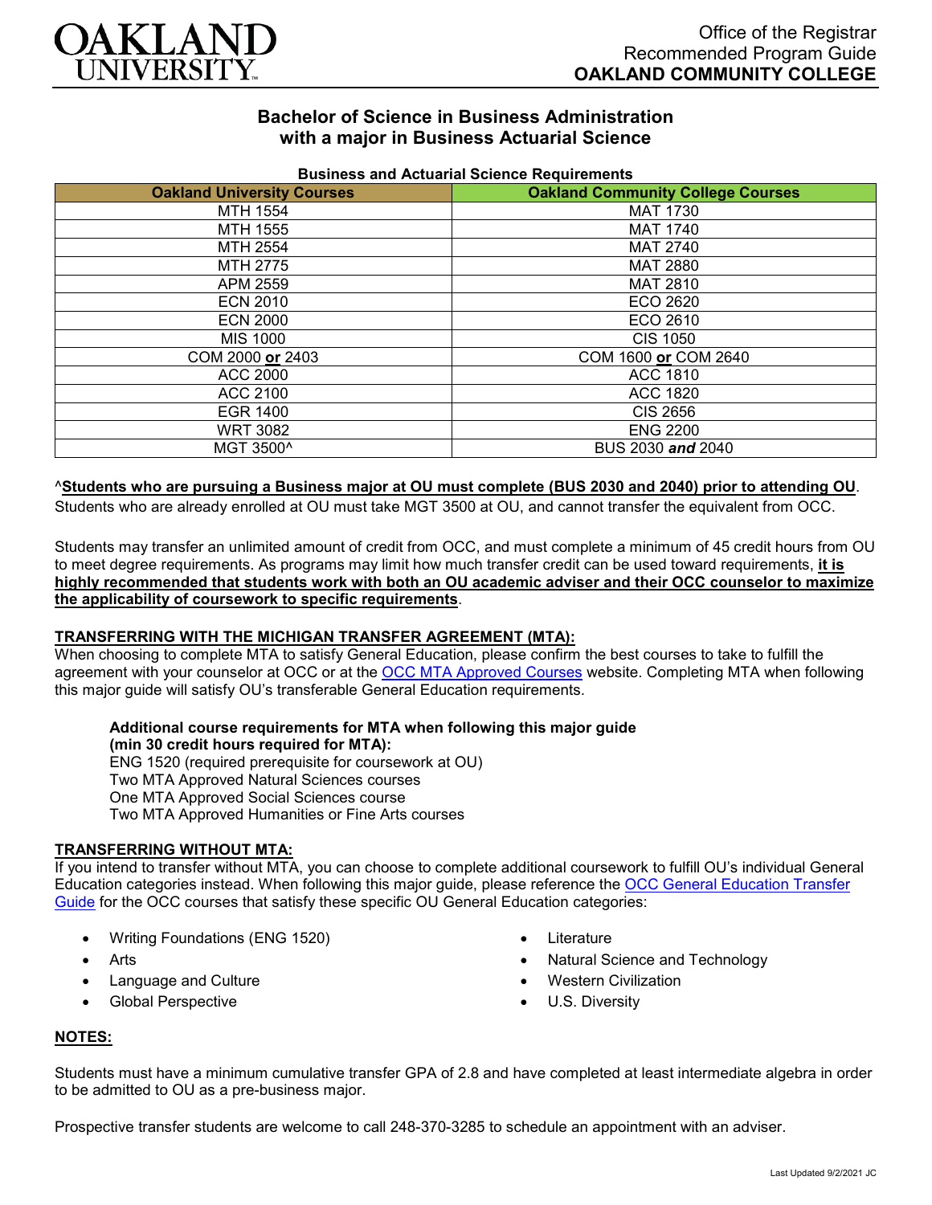Office of the Registrar
Recommended Program Guide
**OAKLAND COMMUNITY COLLEGE**

# Bachelor of Science in Business Administration with a major in Business Actuarial Science

**Business and Actuarial Science Requirements**

| Oakland University Courses | Oakland Community College Courses |
|---|---|
| MTH 1554 | MAT 1730 |
| MTH 1555 | MAT 1740 |
| MTH 2554 | MAT 2740 |
| MTH 2775 | MAT 2880 |
| APM 2559 | MAT 2810 |
| ECN 2010 | ECO 2620 |
| ECN 2000 | ECO 2610 |
| MIS 1000 | CIS 1050 |
| COM 2000 **or** 2403 | COM 1600 **or** COM 2640 |
| ACC 2000 | ACC 1810 |
| ACC 2100 | ACC 1820 |
| EGR 1400 | CIS 2656 |
| WRT 3082 | ENG 2200 |
| MGT 3500^ | BUS 2030 ***and*** 2040 |

^**Students who are pursuing a Business major at OU must complete (BUS 2030 and 2040) prior to attending OU**. Students who are already enrolled at OU must take MGT 3500 at OU, and cannot transfer the equivalent from OCC.

Students may transfer an unlimited amount of credit from OCC, and must complete a minimum of 45 credit hours from OU to meet degree requirements. As programs may limit how much transfer credit can be used toward requirements, **it is highly recommended that students work with both an OU academic adviser and their OCC counselor to maximize the applicability of coursework to specific requirements**.

## TRANSFERRING WITH THE MICHIGAN TRANSFER AGREEMENT (MTA):

When choosing to complete MTA to satisfy General Education, please confirm the best courses to take to fulfill the agreement with your counselor at OCC or at the OCC MTA Approved Courses website. Completing MTA when following this major guide will satisfy OU's transferable General Education requirements.

**Additional course requirements for MTA when following this major guide (min 30 credit hours required for MTA):**
ENG 1520 (required prerequisite for coursework at OU)
Two MTA Approved Natural Sciences courses
One MTA Approved Social Sciences course
Two MTA Approved Humanities or Fine Arts courses

## TRANSFERRING WITHOUT MTA:

If you intend to transfer without MTA, you can choose to complete additional coursework to fulfill OU's individual General Education categories instead. When following this major guide, please reference the OCC General Education Transfer Guide for the OCC courses that satisfy these specific OU General Education categories:

- Writing Foundations (ENG 1520)
- Arts
- Language and Culture
- Global Perspective
- Literature
- Natural Science and Technology
- Western Civilization
- U.S. Diversity

## NOTES:

Students must have a minimum cumulative transfer GPA of 2.8 and have completed at least intermediate algebra in order to be admitted to OU as a pre-business major.

Prospective transfer students are welcome to call 248-370-3285 to schedule an appointment with an adviser.

Last Updated 9/2/2021 JC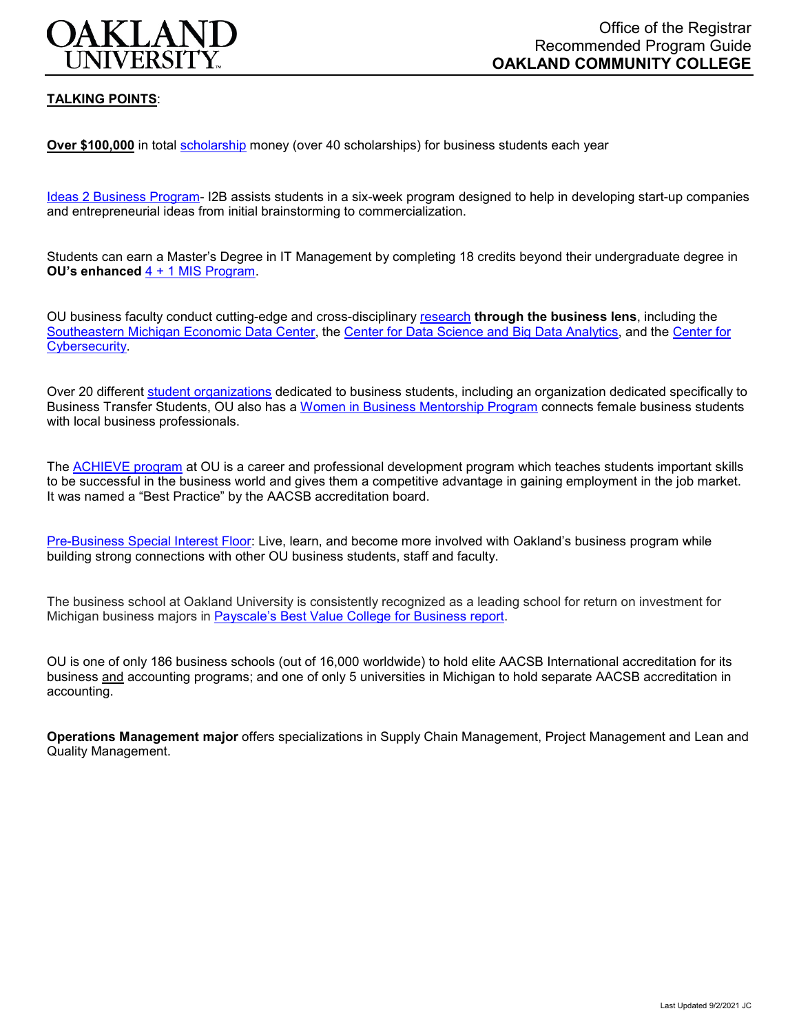**TALKING POINTS**:

**Over $100,000** in total scholarship money (over 40 scholarships) for business students each year

Ideas 2 Business Program- I2B assists students in a six-week program designed to help in developing start-up companies and entrepreneurial ideas from initial brainstorming to commercialization.

Students can earn a Master's Degree in IT Management by completing 18 credits beyond their undergraduate degree in **OU's enhanced** 4 + 1 MIS Program.

OU business faculty conduct cutting-edge and cross-disciplinary research **through the business lens**, including the Southeastern Michigan Economic Data Center, the Center for Data Science and Big Data Analytics, and the Center for Cybersecurity.

Over 20 different student organizations dedicated to business students, including an organization dedicated specifically to Business Transfer Students, OU also has a Women in Business Mentorship Program connects female business students with local business professionals.

The ACHIEVE program at OU is a career and professional development program which teaches students important skills to be successful in the business world and gives them a competitive advantage in gaining employment in the job market. It was named a "Best Practice" by the AACSB accreditation board.

Pre-Business Special Interest Floor: Live, learn, and become more involved with Oakland's business program while building strong connections with other OU business students, staff and faculty.

The business school at Oakland University is consistently recognized as a leading school for return on investment for Michigan business majors in Payscale's Best Value College for Business report.

OU is one of only 186 business schools (out of 16,000 worldwide) to hold elite AACSB International accreditation for its business and accounting programs; and one of only 5 universities in Michigan to hold separate AACSB accreditation in accounting.

**Operations Management major** offers specializations in Supply Chain Management, Project Management and Lean and Quality Management.